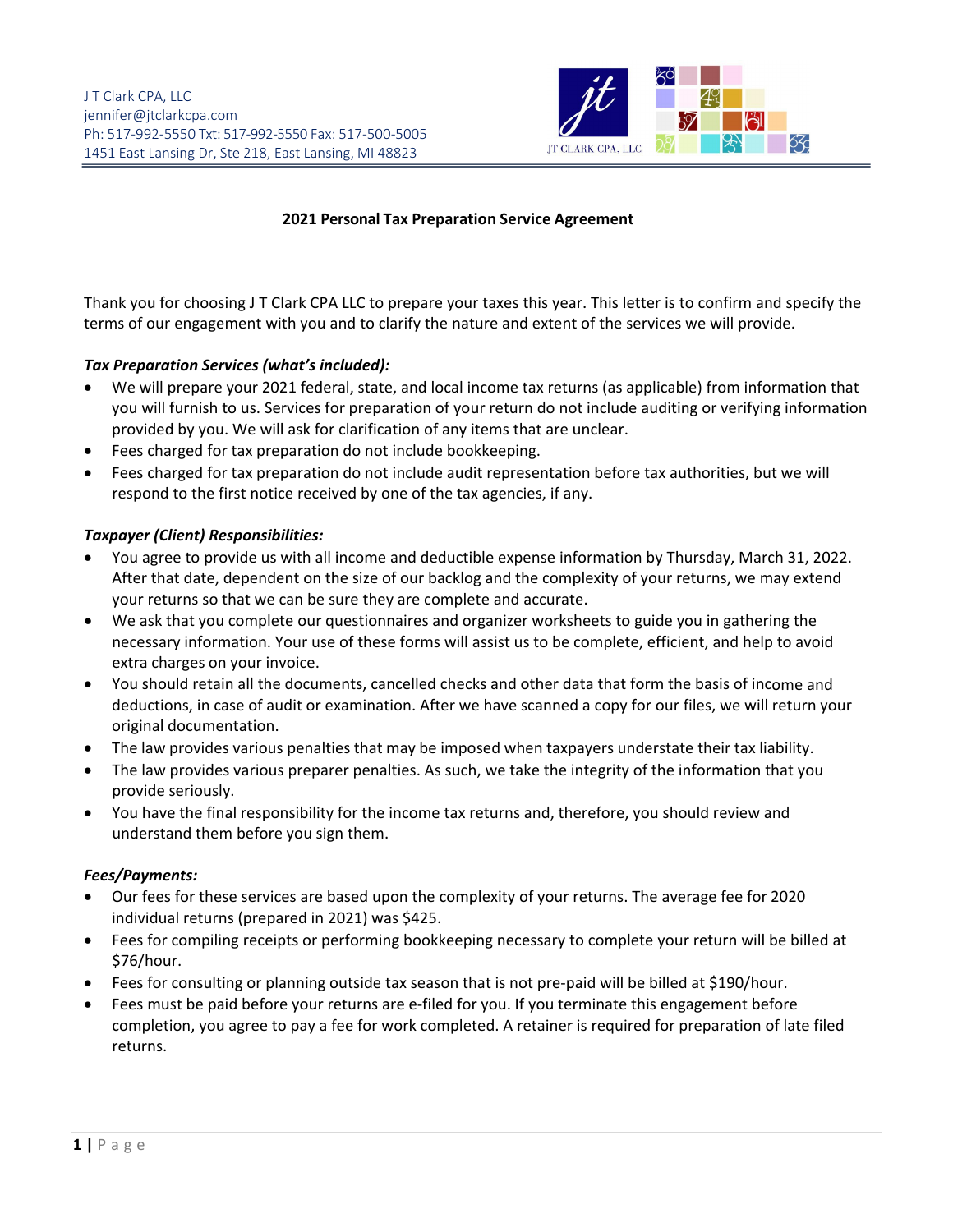J T Clark CPA, LLC
jennifer@jtclarkcpa.com
Ph: 517-992-5550 Txt: 517-992-5550 Fax: 517-500-5005
1451 East Lansing Dr, Ste 218, East Lansing, MI 48823

JT CLARK CPA, LLC

# 2021 Personal Tax Preparation Service Agreement

Thank you for choosing J T Clark CPA LLC to prepare your taxes this year. This letter is to confirm and specify the terms of our engagement with you and to clarify the nature and extent of the services we will provide.

***Tax Preparation Services (what's included):***

- We will prepare your 2021 federal, state, and local income tax returns (as applicable) from information that you will furnish to us. Services for preparation of your return do not include auditing or verifying information provided by you. We will ask for clarification of any items that are unclear.
- Fees charged for tax preparation do not include bookkeeping.
- Fees charged for tax preparation do not include audit representation before tax authorities, but we will respond to the first notice received by one of the tax agencies, if any.

***Taxpayer (Client) Responsibilities:***

- You agree to provide us with all income and deductible expense information by Thursday, March 31, 2022. After that date, dependent on the size of our backlog and the complexity of your returns, we may extend your returns so that we can be sure they are complete and accurate.
- We ask that you complete our questionnaires and organizer worksheets to guide you in gathering the necessary information. Your use of these forms will assist us to be complete, efficient, and help to avoid extra charges on your invoice.
- You should retain all the documents, cancelled checks and other data that form the basis of income and deductions, in case of audit or examination. After we have scanned a copy for our files, we will return your original documentation.
- The law provides various penalties that may be imposed when taxpayers understate their tax liability.
- The law provides various preparer penalties. As such, we take the integrity of the information that you provide seriously.
- You have the final responsibility for the income tax returns and, therefore, you should review and understand them before you sign them.

***Fees/Payments:***

- Our fees for these services are based upon the complexity of your returns. The average fee for 2020 individual returns (prepared in 2021) was $425.
- Fees for compiling receipts or performing bookkeeping necessary to complete your return will be billed at $76/hour.
- Fees for consulting or planning outside tax season that is not pre-paid will be billed at $190/hour.
- Fees must be paid before your returns are e-filed for you. If you terminate this engagement before completion, you agree to pay a fee for work completed. A retainer is required for preparation of late filed returns.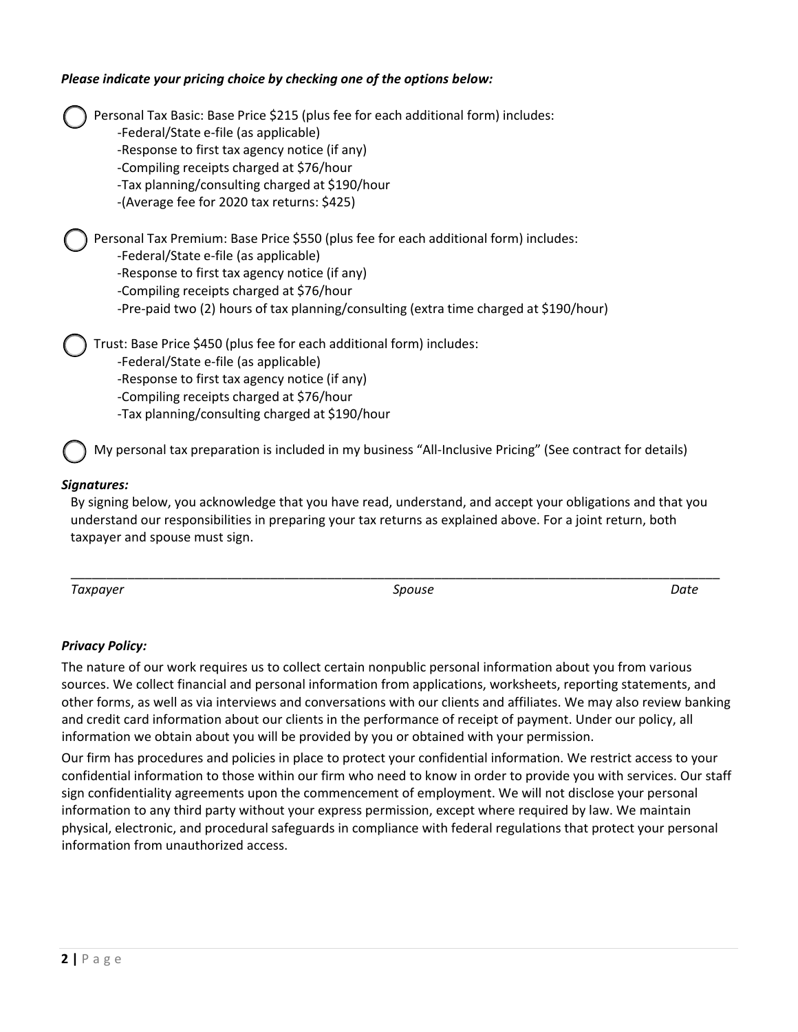***Please indicate your pricing choice by checking one of the options below:***

◯ Personal Tax Basic: Base Price $215 (plus fee for each additional form) includes:
- -Federal/State e-file (as applicable)
- -Response to first tax agency notice (if any)
- -Compiling receipts charged at $76/hour
- -Tax planning/consulting charged at $190/hour
- -(Average fee for 2020 tax returns: $425)

◯ Personal Tax Premium: Base Price $550 (plus fee for each additional form) includes:
- -Federal/State e-file (as applicable)
- -Response to first tax agency notice (if any)
- -Compiling receipts charged at $76/hour
- -Pre-paid two (2) hours of tax planning/consulting (extra time charged at $190/hour)

◯ Trust: Base Price $450 (plus fee for each additional form) includes:
- -Federal/State e-file (as applicable)
- -Response to first tax agency notice (if any)
- -Compiling receipts charged at $76/hour
- -Tax planning/consulting charged at $190/hour

◯ My personal tax preparation is included in my business "All-Inclusive Pricing" (See contract for details)

***Signatures:***

By signing below, you acknowledge that you have read, understand, and accept your obligations and that you understand our responsibilities in preparing your tax returns as explained above. For a joint return, both taxpayer and spouse must sign.

_____________________________________________________________________________________________

*Taxpayer* *Spouse* *Date*

***Privacy Policy:***

The nature of our work requires us to collect certain nonpublic personal information about you from various sources. We collect financial and personal information from applications, worksheets, reporting statements, and other forms, as well as via interviews and conversations with our clients and affiliates. We may also review banking and credit card information about our clients in the performance of receipt of payment. Under our policy, all information we obtain about you will be provided by you or obtained with your permission.

Our firm has procedures and policies in place to protect your confidential information. We restrict access to your confidential information to those within our firm who need to know in order to provide you with services. Our staff sign confidentiality agreements upon the commencement of employment. We will not disclose your personal information to any third party without your express permission, except where required by law. We maintain physical, electronic, and procedural safeguards in compliance with federal regulations that protect your personal information from unauthorized access.